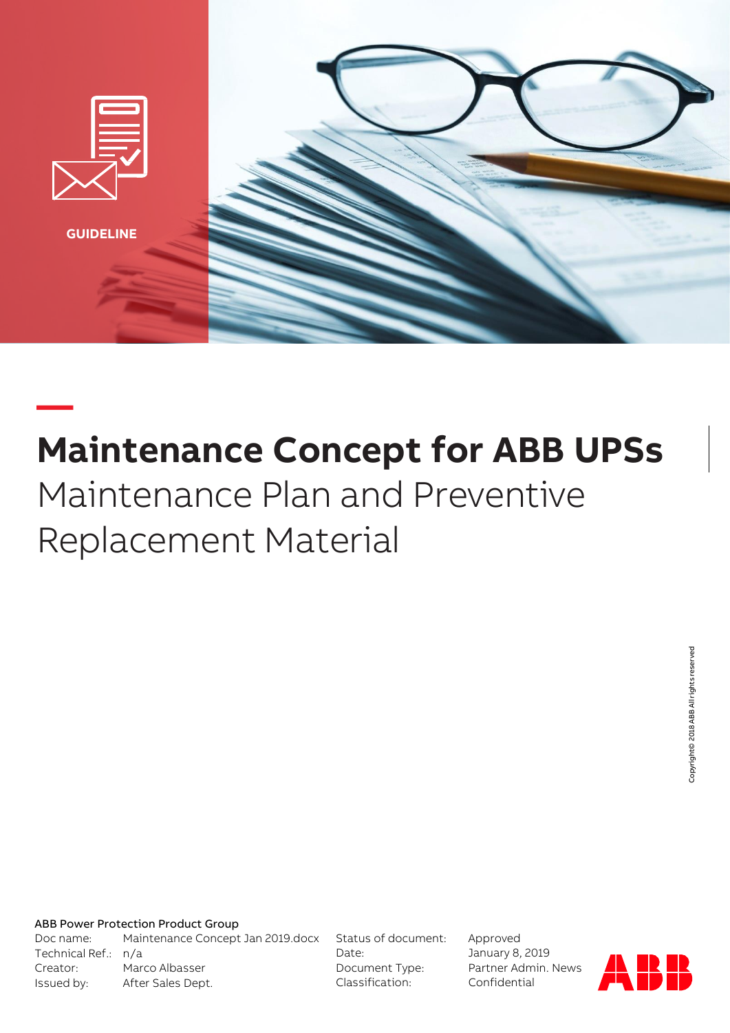GUIDELINE

# Maintenance Concept for ABB UPSs

## Maintenance Plan and Preventive Replacement Material

Copyright© 2018 ABB All rights reserved

ABB Power Protection Product Group

| | | | |
|---|---|---|---|
| Doc name: | Maintenance Concept Jan 2019.docx | Status of document: | Approved |
| Technical Ref.: | n/a | Date: | January 8, 2019 |
| Creator: | Marco Albasser | Document Type: | Partner Admin. News |
| Issued by: | After Sales Dept. | Classification: | Confidential |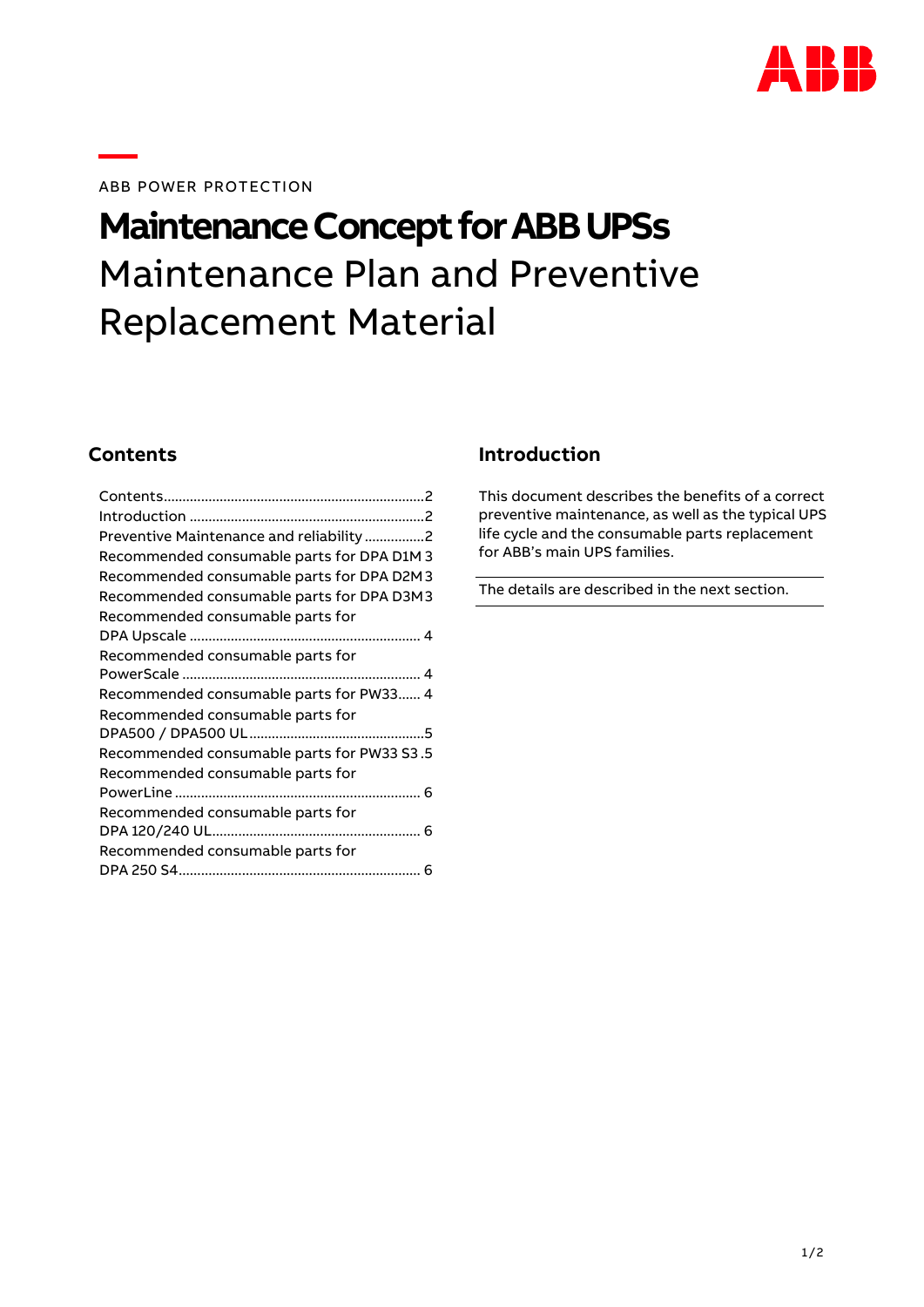ABB POWER PROTECTION

# **Maintenance Concept for ABB UPSs**

# Maintenance Plan and Preventive Replacement Material

## Contents

- Contents ....................................................................2
- Introduction ..............................................................2
- Preventive Maintenance and reliability ................2
- Recommended consumable parts for DPA D1M 3
- Recommended consumable parts for DPA D2M 3
- Recommended consumable parts for DPA D3M 3
- Recommended consumable parts for DPA Upscale ............................................................ 4
- Recommended consumable parts for PowerScale .............................................................. 4
- Recommended consumable parts for PW33...... 4
- Recommended consumable parts for DPA500 / DPA500 UL.............................................5
- Recommended consumable parts for PW33 S3 .5
- Recommended consumable parts for PowerLine ................................................................ 6
- Recommended consumable parts for DPA 120/240 UL...................................................... 6
- Recommended consumable parts for DPA 250 S4............................................................... 6

## Introduction

This document describes the benefits of a correct preventive maintenance, as well as the typical UPS life cycle and the consumable parts replacement for ABB's main UPS families.

The details are described in the next section.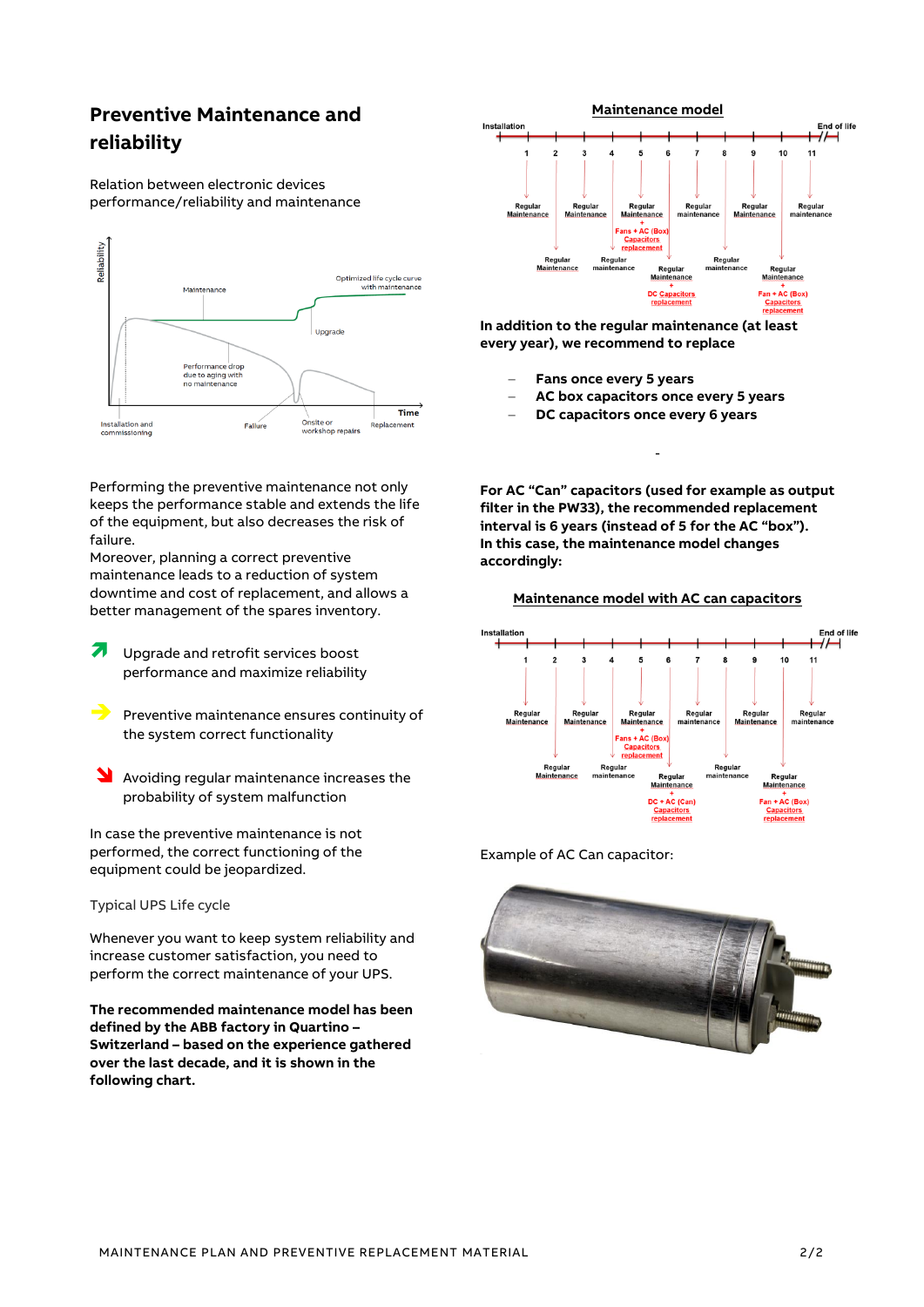## Preventive Maintenance and reliability

Relation between electronic devices performance/reliability and maintenance

Reliability
Maintenance
Optimized life cycle curve with maintenance
Upgrade
Performance drop due to aging with no maintenance
Time
Installation and commissioning
Failure
Onsite or workshop repairs
Replacement

Performing the preventive maintenance not only keeps the performance stable and extends the life of the equipment, but also decreases the risk of failure.
Moreover, planning a correct preventive maintenance leads to a reduction of system downtime and cost of replacement, and allows a better management of the spares inventory.

Upgrade and retrofit services boost performance and maximize reliability

Preventive maintenance ensures continuity of the system correct functionality

Avoiding regular maintenance increases the probability of system malfunction

In case the preventive maintenance is not performed, the correct functioning of the equipment could be jeopardized.

Typical UPS Life cycle

Whenever you want to keep system reliability and increase customer satisfaction, you need to perform the correct maintenance of your UPS.

**The recommended maintenance model has been defined by the ABB factory in Quartino – Switzerland – based on the experience gathered over the last decade, and it is shown in the following chart.**

**Maintenance model**

Installation
End of life
1 2 3 4 5 6 7 8 9 10 11
Regular Maintenance
Regular Maintenance
Regular Maintenance
Regular Maintenance
Regular maintenance
Regular Maintenance
Regular Maintenance + Fans + AC (Box) Capacitors replacement
Regular Maintenance + DC Capacitors replacement
Regular maintenance
Regular maintenance
Regular maintenance
Regular Maintenance
Regular Maintenance + Fan + AC (Box) Capacitors replacement
Regular maintenance

**In addition to the regular maintenance (at least every year), we recommend to replace**

- **Fans once every 5 years**
- **AC box capacitors once every 5 years**
- **DC capacitors once every 6 years**

**For AC "Can" capacitors (used for example as output filter in the PW33), the recommended replacement interval is 6 years (instead of 5 for the AC "box"). In this case, the maintenance model changes accordingly:**

**Maintenance model with AC can capacitors**

Installation
End of life
1 2 3 4 5 6 7 8 9 10 11
Regular Maintenance
Regular Maintenance
Regular Maintenance
Regular Maintenance
Regular maintenance
Regular Maintenance
Regular Maintenance + Fans + AC (Box) Capacitors replacement
Regular Maintenance + DC + AC (Can) Capacitors replacement
Regular maintenance
Regular maintenance
Regular maintenance
Regular Maintenance
Regular Maintenance + Fan + AC (Box) Capacitors replacement
Regular maintenance

Example of AC Can capacitor: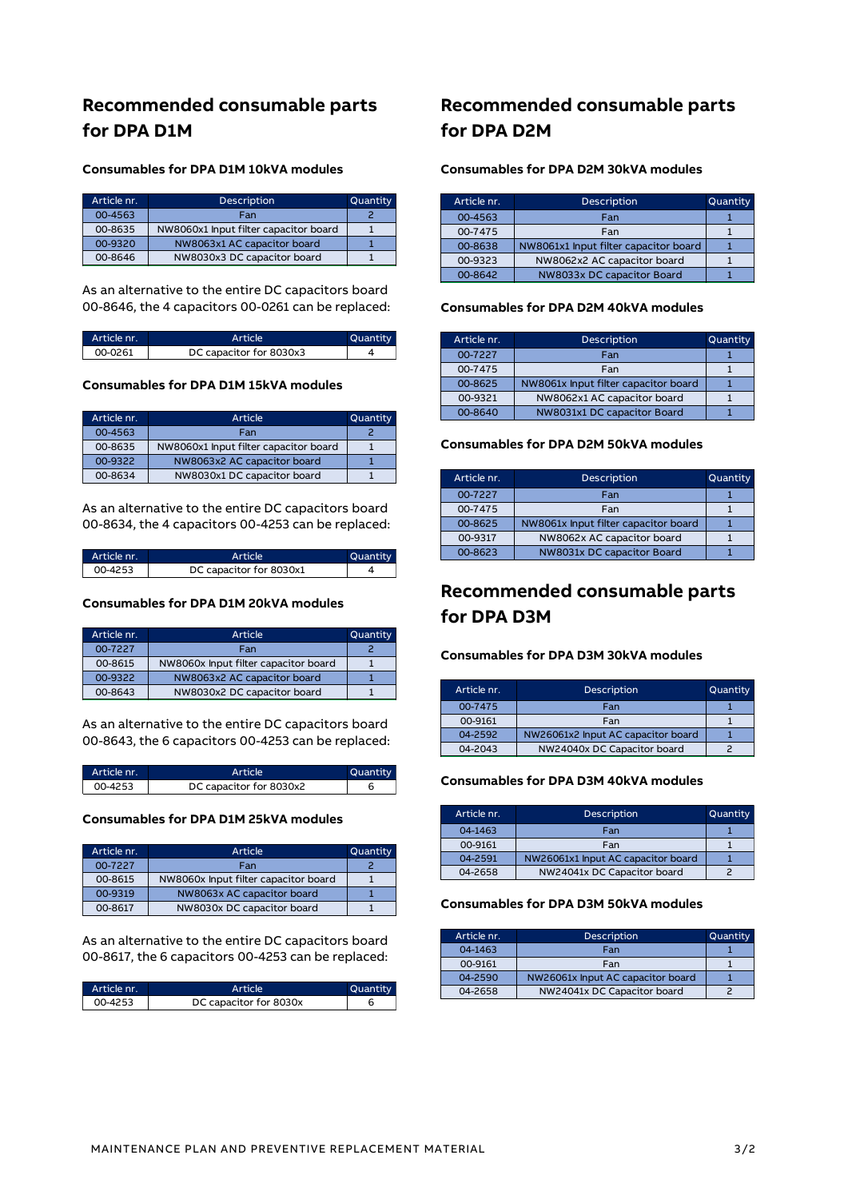## Recommended consumable parts for DPA D1M

### Consumables for DPA D1M 10kVA modules

| Article nr. | Description | Quantity |
|---|---|---|
| 00-4563 | Fan | 2 |
| 00-8635 | NW8060x1 Input filter capacitor board | 1 |
| 00-9320 | NW8063x1 AC capacitor board | 1 |
| 00-8646 | NW8030x3 DC capacitor board | 1 |

As an alternative to the entire DC capacitors board 00-8646, the 4 capacitors 00-0261 can be replaced:

| Article nr. | Article | Quantity |
|---|---|---|
| 00-0261 | DC capacitor for 8030x3 | 4 |

### Consumables for DPA D1M 15kVA modules

| Article nr. | Article | Quantity |
|---|---|---|
| 00-4563 | Fan | 2 |
| 00-8635 | NW8060x1 Input filter capacitor board | 1 |
| 00-9322 | NW8063x2 AC capacitor board | 1 |
| 00-8634 | NW8030x1 DC capacitor board | 1 |

As an alternative to the entire DC capacitors board 00-8634, the 4 capacitors 00-4253 can be replaced:

| Article nr. | Article | Quantity |
|---|---|---|
| 00-4253 | DC capacitor for 8030x1 | 4 |

### Consumables for DPA D1M 20kVA modules

| Article nr. | Article | Quantity |
|---|---|---|
| 00-7227 | Fan | 2 |
| 00-8615 | NW8060x Input filter capacitor board | 1 |
| 00-9322 | NW8063x2 AC capacitor board | 1 |
| 00-8643 | NW8030x2 DC capacitor board | 1 |

As an alternative to the entire DC capacitors board 00-8643, the 6 capacitors 00-4253 can be replaced:

| Article nr. | Article | Quantity |
|---|---|---|
| 00-4253 | DC capacitor for 8030x2 | 6 |

### Consumables for DPA D1M 25kVA modules

| Article nr. | Article | Quantity |
|---|---|---|
| 00-7227 | Fan | 2 |
| 00-8615 | NW8060x Input filter capacitor board | 1 |
| 00-9319 | NW8063x AC capacitor board | 1 |
| 00-8617 | NW8030x DC capacitor board | 1 |

As an alternative to the entire DC capacitors board 00-8617, the 6 capacitors 00-4253 can be replaced:

| Article nr. | Article | Quantity |
|---|---|---|
| 00-4253 | DC capacitor for 8030x | 6 |

## Recommended consumable parts for DPA D2M

### Consumables for DPA D2M 30kVA modules

| Article nr. | Description | Quantity |
|---|---|---|
| 00-4563 | Fan | 1 |
| 00-7475 | Fan | 1 |
| 00-8638 | NW8061x1 Input filter capacitor board | 1 |
| 00-9323 | NW8062x2 AC capacitor board | 1 |
| 00-8642 | NW8033x DC capacitor Board | 1 |

### Consumables for DPA D2M 40kVA modules

| Article nr. | Description | Quantity |
|---|---|---|
| 00-7227 | Fan | 1 |
| 00-7475 | Fan | 1 |
| 00-8625 | NW8061x Input filter capacitor board | 1 |
| 00-9321 | NW8062x1 AC capacitor board | 1 |
| 00-8640 | NW8031x1 DC capacitor Board | 1 |

### Consumables for DPA D2M 50kVA modules

| Article nr. | Description | Quantity |
|---|---|---|
| 00-7227 | Fan | 1 |
| 00-7475 | Fan | 1 |
| 00-8625 | NW8061x Input filter capacitor board | 1 |
| 00-9317 | NW8062x AC capacitor board | 1 |
| 00-8623 | NW8031x DC capacitor Board | 1 |

## Recommended consumable parts for DPA D3M

### Consumables for DPA D3M 30kVA modules

| Article nr. | Description | Quantity |
|---|---|---|
| 00-7475 | Fan | 1 |
| 00-9161 | Fan | 1 |
| 04-2592 | NW26061x2 Input AC capacitor board | 1 |
| 04-2043 | NW24040x DC Capacitor board | 2 |

### Consumables for DPA D3M 40kVA modules

| Article nr. | Description | Quantity |
|---|---|---|
| 04-1463 | Fan | 1 |
| 00-9161 | Fan | 1 |
| 04-2591 | NW26061x1 Input AC capacitor board | 1 |
| 04-2658 | NW24041x DC Capacitor board | 2 |

### Consumables for DPA D3M 50kVA modules

| Article nr. | Description | Quantity |
|---|---|---|
| 04-1463 | Fan | 1 |
| 00-9161 | Fan | 1 |
| 04-2590 | NW26061x Input AC capacitor board | 1 |
| 04-2658 | NW24041x DC Capacitor board | 2 |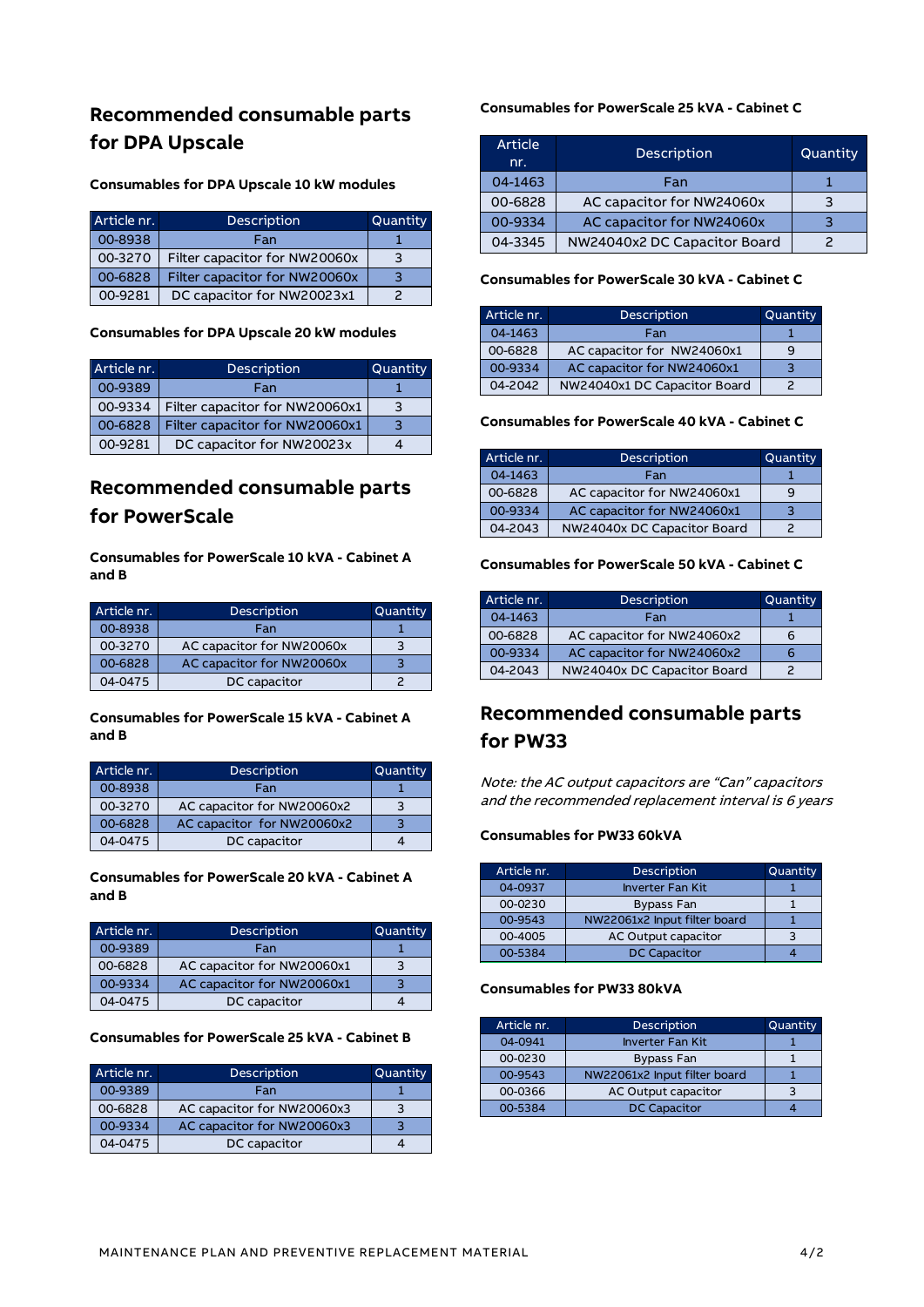## Recommended consumable parts for DPA Upscale

### Consumables for DPA Upscale 10 kW modules

| Article nr. | Description | Quantity |
|---|---|---|
| 00-8938 | Fan | 1 |
| 00-3270 | Filter capacitor for NW20060x | 3 |
| 00-6828 | Filter capacitor for NW20060x | 3 |
| 00-9281 | DC capacitor for NW20023x1 | 2 |

### Consumables for DPA Upscale 20 kW modules

| Article nr. | Description | Quantity |
|---|---|---|
| 00-9389 | Fan | 1 |
| 00-9334 | Filter capacitor for NW20060x1 | 3 |
| 00-6828 | Filter capacitor for NW20060x1 | 3 |
| 00-9281 | DC capacitor for NW20023x | 4 |

## Recommended consumable parts for PowerScale

### Consumables for PowerScale 10 kVA - Cabinet A and B

| Article nr. | Description | Quantity |
|---|---|---|
| 00-8938 | Fan | 1 |
| 00-3270 | AC capacitor for NW20060x | 3 |
| 00-6828 | AC capacitor for NW20060x | 3 |
| 04-0475 | DC capacitor | 2 |

### Consumables for PowerScale 15 kVA - Cabinet A and B

| Article nr. | Description | Quantity |
|---|---|---|
| 00-8938 | Fan | 1 |
| 00-3270 | AC capacitor for NW20060x2 | 3 |
| 00-6828 | AC capacitor for NW20060x2 | 3 |
| 04-0475 | DC capacitor | 4 |

### Consumables for PowerScale 20 kVA - Cabinet A and B

| Article nr. | Description | Quantity |
|---|---|---|
| 00-9389 | Fan | 1 |
| 00-6828 | AC capacitor for NW20060x1 | 3 |
| 00-9334 | AC capacitor for NW20060x1 | 3 |
| 04-0475 | DC capacitor | 4 |

### Consumables for PowerScale 25 kVA - Cabinet B

| Article nr. | Description | Quantity |
|---|---|---|
| 00-9389 | Fan | 1 |
| 00-6828 | AC capacitor for NW20060x3 | 3 |
| 00-9334 | AC capacitor for NW20060x3 | 3 |
| 04-0475 | DC capacitor | 4 |

### Consumables for PowerScale 25 kVA - Cabinet C

| Article nr. | Description | Quantity |
|---|---|---|
| 04-1463 | Fan | 1 |
| 00-6828 | AC capacitor for NW24060x | 3 |
| 00-9334 | AC capacitor for NW24060x | 3 |
| 04-3345 | NW24040x2 DC Capacitor Board | 2 |

### Consumables for PowerScale 30 kVA - Cabinet C

| Article nr. | Description | Quantity |
|---|---|---|
| 04-1463 | Fan | 1 |
| 00-6828 | AC capacitor for NW24060x1 | 9 |
| 00-9334 | AC capacitor for NW24060x1 | 3 |
| 04-2042 | NW24040x1 DC Capacitor Board | 2 |

### Consumables for PowerScale 40 kVA - Cabinet C

| Article nr. | Description | Quantity |
|---|---|---|
| 04-1463 | Fan | 1 |
| 00-6828 | AC capacitor for NW24060x1 | 9 |
| 00-9334 | AC capacitor for NW24060x1 | 3 |
| 04-2043 | NW24040x DC Capacitor Board | 2 |

### Consumables for PowerScale 50 kVA - Cabinet C

| Article nr. | Description | Quantity |
|---|---|---|
| 04-1463 | Fan | 1 |
| 00-6828 | AC capacitor for NW24060x2 | 6 |
| 00-9334 | AC capacitor for NW24060x2 | 6 |
| 04-2043 | NW24040x DC Capacitor Board | 2 |

## Recommended consumable parts for PW33

*Note: the AC output capacitors are "Can" capacitors and the recommended replacement interval is 6 years*

### Consumables for PW33 60kVA

| Article nr. | Description | Quantity |
|---|---|---|
| 04-0937 | Inverter Fan Kit | 1 |
| 00-0230 | Bypass Fan | 1 |
| 00-9543 | NW22061x2 Input filter board | 1 |
| 00-4005 | AC Output capacitor | 3 |
| 00-5384 | DC Capacitor | 4 |

### Consumables for PW33 80kVA

| Article nr. | Description | Quantity |
|---|---|---|
| 04-0941 | Inverter Fan Kit | 1 |
| 00-0230 | Bypass Fan | 1 |
| 00-9543 | NW22061x2 Input filter board | 1 |
| 00-0366 | AC Output capacitor | 3 |
| 00-5384 | DC Capacitor | 4 |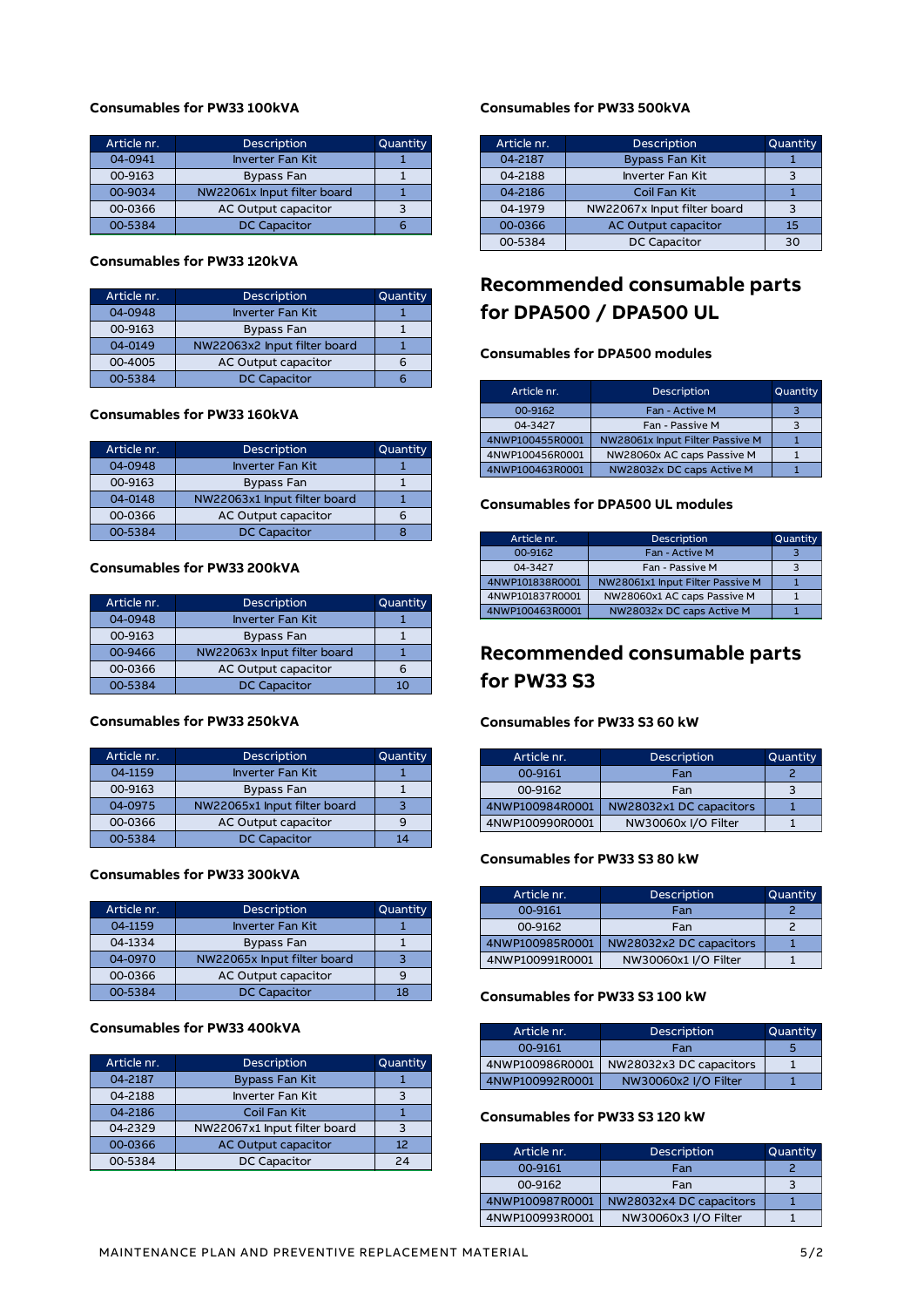### Consumables for PW33 100kVA

| Article nr. | Description | Quantity |
|---|---|---|
| 04-0941 | Inverter Fan Kit | 1 |
| 00-9163 | Bypass Fan | 1 |
| 00-9034 | NW22061x Input filter board | 1 |
| 00-0366 | AC Output capacitor | 3 |
| 00-5384 | DC Capacitor | 6 |

### Consumables for PW33 120kVA

| Article nr. | Description | Quantity |
|---|---|---|
| 04-0948 | Inverter Fan Kit | 1 |
| 00-9163 | Bypass Fan | 1 |
| 04-0149 | NW22063x2 Input filter board | 1 |
| 00-4005 | AC Output capacitor | 6 |
| 00-5384 | DC Capacitor | 6 |

### Consumables for PW33 160kVA

| Article nr. | Description | Quantity |
|---|---|---|
| 04-0948 | Inverter Fan Kit | 1 |
| 00-9163 | Bypass Fan | 1 |
| 04-0148 | NW22063x1 Input filter board | 1 |
| 00-0366 | AC Output capacitor | 6 |
| 00-5384 | DC Capacitor | 8 |

### Consumables for PW33 200kVA

| Article nr. | Description | Quantity |
|---|---|---|
| 04-0948 | Inverter Fan Kit | 1 |
| 00-9163 | Bypass Fan | 1 |
| 00-9466 | NW22063x Input filter board | 1 |
| 00-0366 | AC Output capacitor | 6 |
| 00-5384 | DC Capacitor | 10 |

### Consumables for PW33 250kVA

| Article nr. | Description | Quantity |
|---|---|---|
| 04-1159 | Inverter Fan Kit | 1 |
| 00-9163 | Bypass Fan | 1 |
| 04-0975 | NW22065x Input filter board | 3 |
| 00-0366 | AC Output capacitor | 9 |
| 00-5384 | DC Capacitor | 14 |

### Consumables for PW33 300kVA

| Article nr. | Description | Quantity |
|---|---|---|
| 04-1159 | Inverter Fan Kit | 1 |
| 04-1334 | Bypass Fan | 1 |
| 04-0970 | NW22065x Input filter board | 3 |
| 00-0366 | AC Output capacitor | 9 |
| 00-5384 | DC Capacitor | 18 |

### Consumables for PW33 400kVA

| Article nr. | Description | Quantity |
|---|---|---|
| 04-2187 | Bypass Fan Kit | 1 |
| 04-2188 | Inverter Fan Kit | 3 |
| 04-2186 | Coil Fan Kit | 1 |
| 04-2329 | NW22067x1 Input filter board | 3 |
| 00-0366 | AC Output capacitor | 12 |
| 00-5384 | DC Capacitor | 24 |

### Consumables for PW33 500kVA

| Article nr. | Description | Quantity |
|---|---|---|
| 04-2187 | Bypass Fan Kit | 1 |
| 04-2188 | Inverter Fan Kit | 3 |
| 04-2186 | Coil Fan Kit | 1 |
| 04-1979 | NW22067x Input filter board | 3 |
| 00-0366 | AC Output capacitor | 15 |
| 00-5384 | DC Capacitor | 30 |

## Recommended consumable parts for DPA500 / DPA500 UL

### Consumables for DPA500 modules

| Article nr. | Description | Quantity |
|---|---|---|
| 00-9162 | Fan - Active M | 3 |
| 04-3427 | Fan - Passive M | 3 |
| 4NWP100455R0001 | NW28061x Input Filter Passive M | 1 |
| 4NWP100456R0001 | NW28060x AC caps Passive M | 1 |
| 4NWP100463R0001 | NW28032x DC caps Active M | 1 |

### Consumables for DPA500 UL modules

| Article nr. | Description | Quantity |
|---|---|---|
| 00-9162 | Fan - Active M | 3 |
| 04-3427 | Fan - Passive M | 3 |
| 4NWP101838R0001 | NW28061x1 Input Filter Passive M | 1 |
| 4NWP101837R0001 | NW28060x1 AC caps Passive M | 1 |
| 4NWP100463R0001 | NW28032x DC caps Active M | 1 |

## Recommended consumable parts for PW33 S3

### Consumables for PW33 S3 60 kW

| Article nr. | Description | Quantity |
|---|---|---|
| 00-9161 | Fan | 2 |
| 00-9162 | Fan | 3 |
| 4NWP100984R0001 | NW28032x1 DC capacitors | 1 |
| 4NWP100990R0001 | NW30060x I/O Filter | 1 |

### Consumables for PW33 S3 80 kW

| Article nr. | Description | Quantity |
|---|---|---|
| 00-9161 | Fan | 2 |
| 00-9162 | Fan | 2 |
| 4NWP100985R0001 | NW28032x2 DC capacitors | 1 |
| 4NWP100991R0001 | NW30060x1 I/O Filter | 1 |

### Consumables for PW33 S3 100 kW

| Article nr. | Description | Quantity |
|---|---|---|
| 00-9161 | Fan | 5 |
| 4NWP100986R0001 | NW28032x3 DC capacitors | 1 |
| 4NWP100992R0001 | NW30060x2 I/O Filter | 1 |

### Consumables for PW33 S3 120 kW

| Article nr. | Description | Quantity |
|---|---|---|
| 00-9161 | Fan | 2 |
| 00-9162 | Fan | 3 |
| 4NWP100987R0001 | NW28032x4 DC capacitors | 1 |
| 4NWP100993R0001 | NW30060x3 I/O Filter | 1 |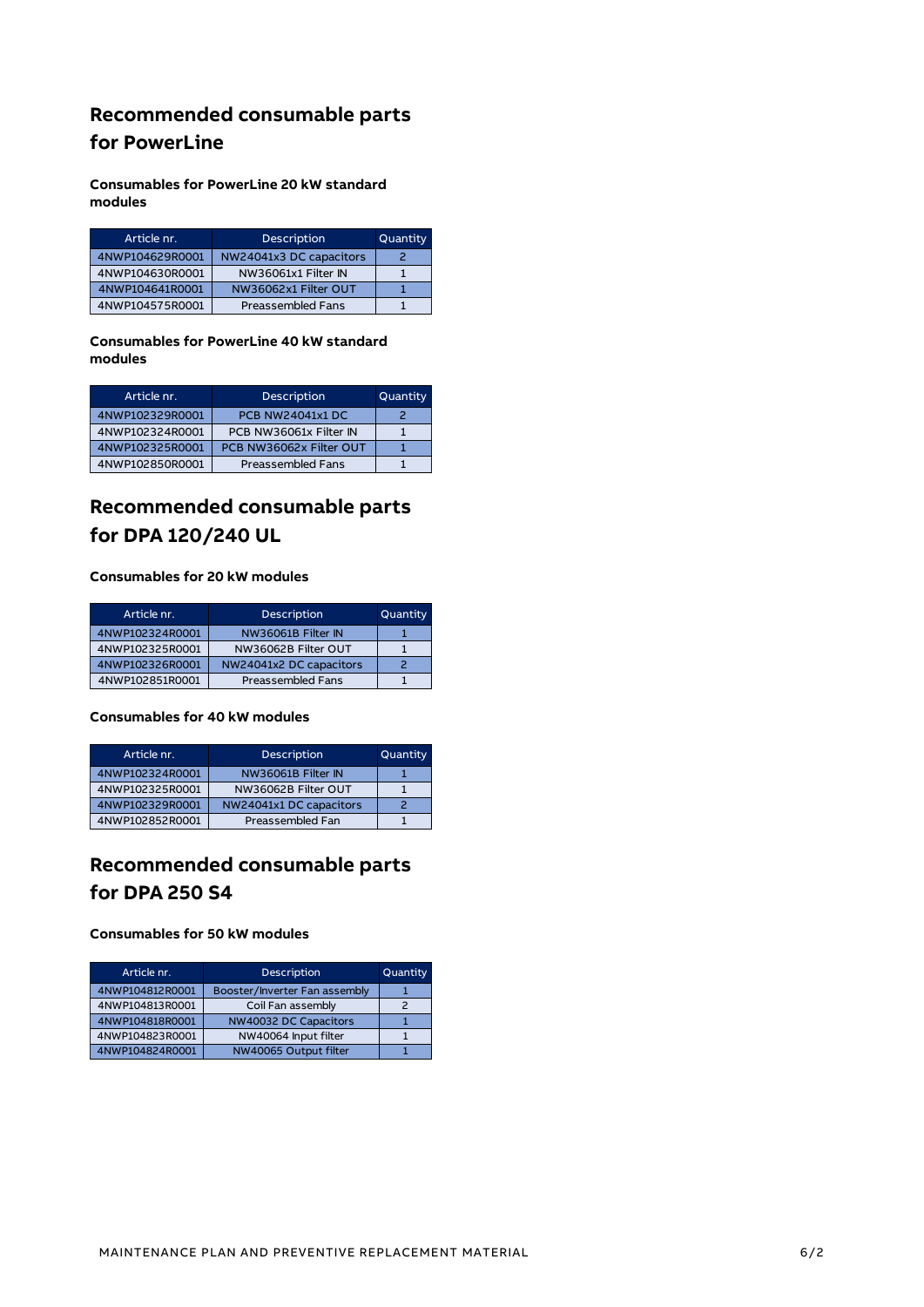## Recommended consumable parts for PowerLine

### Consumables for PowerLine 20 kW standard modules

| Article nr. | Description | Quantity |
|---|---|---|
| 4NWP104629R0001 | NW24041x3 DC capacitors | 2 |
| 4NWP104630R0001 | NW36061x1 Filter IN | 1 |
| 4NWP104641R0001 | NW36062x1 Filter OUT | 1 |
| 4NWP104575R0001 | Preassembled Fans | 1 |

### Consumables for PowerLine 40 kW standard modules

| Article nr. | Description | Quantity |
|---|---|---|
| 4NWP102329R0001 | PCB NW24041x1 DC | 2 |
| 4NWP102324R0001 | PCB NW36061x Filter IN | 1 |
| 4NWP102325R0001 | PCB NW36062x Filter OUT | 1 |
| 4NWP102850R0001 | Preassembled Fans | 1 |

## Recommended consumable parts for DPA 120/240 UL

### Consumables for 20 kW modules

| Article nr. | Description | Quantity |
|---|---|---|
| 4NWP102324R0001 | NW36061B Filter IN | 1 |
| 4NWP102325R0001 | NW36062B Filter OUT | 1 |
| 4NWP102326R0001 | NW24041x2 DC capacitors | 2 |
| 4NWP102851R0001 | Preassembled Fans | 1 |

### Consumables for 40 kW modules

| Article nr. | Description | Quantity |
|---|---|---|
| 4NWP102324R0001 | NW36061B Filter IN | 1 |
| 4NWP102325R0001 | NW36062B Filter OUT | 1 |
| 4NWP102329R0001 | NW24041x1 DC capacitors | 2 |
| 4NWP102852R0001 | Preassembled Fan | 1 |

## Recommended consumable parts for DPA 250 S4

### Consumables for 50 kW modules

| Article nr. | Description | Quantity |
|---|---|---|
| 4NWP104812R0001 | Booster/Inverter Fan assembly | 1 |
| 4NWP104813R0001 | Coil Fan assembly | 2 |
| 4NWP104818R0001 | NW40032 DC Capacitors | 1 |
| 4NWP104823R0001 | NW40064 Input filter | 1 |
| 4NWP104824R0001 | NW40065 Output filter | 1 |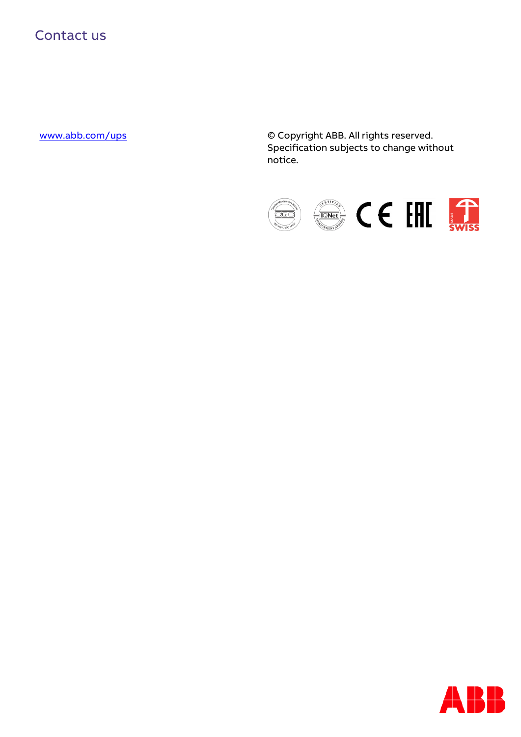## Contact us

www.abb.com/ups

© Copyright ABB. All rights reserved.
Specification subjects to change without notice.